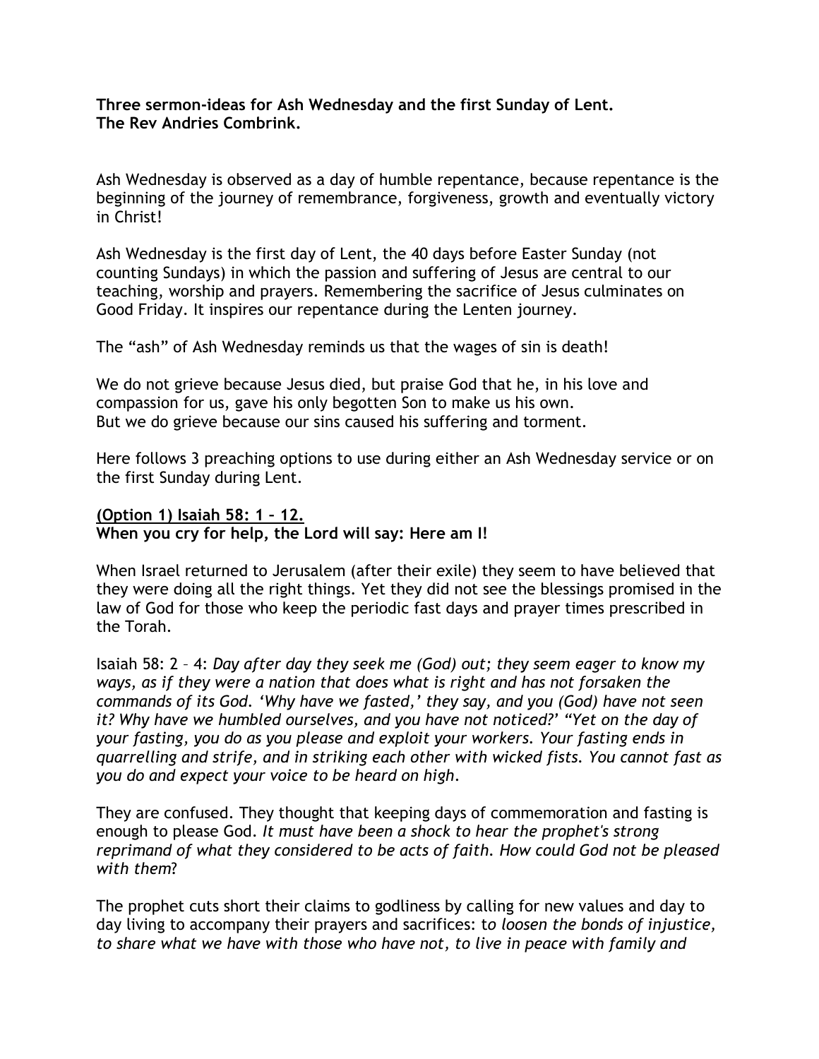**Three sermon-ideas for Ash Wednesday and the first Sunday of Lent.**
**The Rev Andries Combrink.**

Ash Wednesday is observed as a day of humble repentance, because repentance is the beginning of the journey of remembrance, forgiveness, growth and eventually victory in Christ!

Ash Wednesday is the first day of Lent, the 40 days before Easter Sunday (not counting Sundays) in which the passion and suffering of Jesus are central to our teaching, worship and prayers. Remembering the sacrifice of Jesus culminates on Good Friday. It inspires our repentance during the Lenten journey.

The "ash" of Ash Wednesday reminds us that the wages of sin is death!

We do not grieve because Jesus died, but praise God that he, in his love and compassion for us, gave his only begotten Son to make us his own.
But we do grieve because our sins caused his suffering and torment.

Here follows 3 preaching options to use during either an Ash Wednesday service or on the first Sunday during Lent.

**(Option 1) Isaiah 58: 1 – 12.**
**When you cry for help, the Lord will say: Here am I!**

When Israel returned to Jerusalem (after their exile) they seem to have believed that they were doing all the right things. Yet they did not see the blessings promised in the law of God for those who keep the periodic fast days and prayer times prescribed in the Torah.

Isaiah 58: 2 – 4: *Day after day they seek me (God) out; they seem eager to know my ways, as if they were a nation that does what is right and has not forsaken the commands of its God. 'Why have we fasted,' they say, and you (God) have not seen it? Why have we humbled ourselves, and you have not noticed?' "Yet on the day of your fasting, you do as you please and exploit your workers. Your fasting ends in quarrelling and strife, and in striking each other with wicked fists. You cannot fast as you do and expect your voice to be heard on high.*

They are confused. They thought that keeping days of commemoration and fasting is enough to please God. *It must have been a shock to hear the prophet's strong reprimand of what they considered to be acts of faith. How could God not be pleased with them*?

The prophet cuts short their claims to godliness by calling for new values and day to day living to accompany their prayers and sacrifices: t*o loosen the bonds of injustice, to share what we have with those who have not, to live in peace with family and*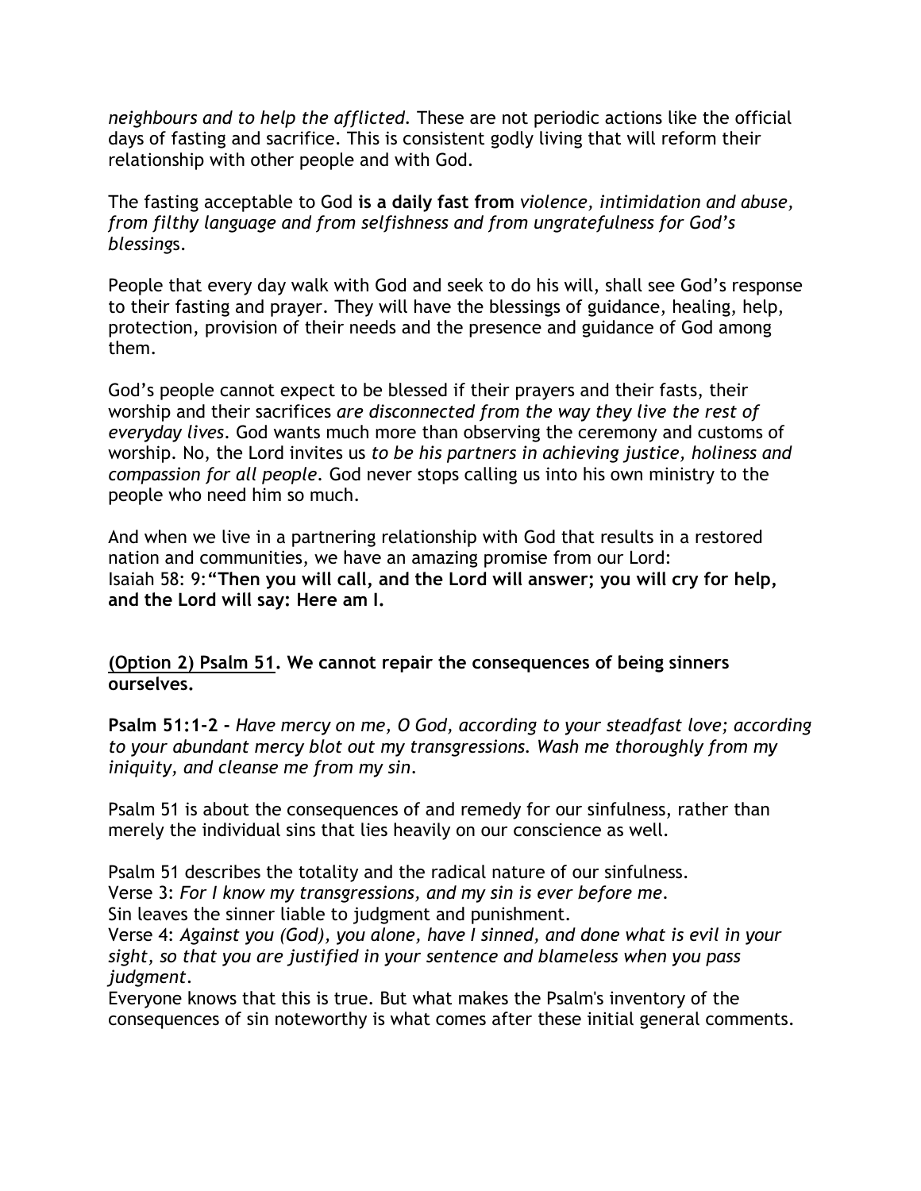*neighbours and to help the afflicted.* These are not periodic actions like the official days of fasting and sacrifice. This is consistent godly living that will reform their relationship with other people and with God.

The fasting acceptable to God **is a daily fast from** *violence, intimidation and abuse, from filthy language and from selfishness and from ungratefulness for God's blessing*s.

People that every day walk with God and seek to do his will, shall see God's response to their fasting and prayer. They will have the blessings of guidance, healing, help, protection, provision of their needs and the presence and guidance of God among them.

God's people cannot expect to be blessed if their prayers and their fasts, their worship and their sacrifices *are disconnected from the way they live the rest of everyday lives.* God wants much more than observing the ceremony and customs of worship. No, the Lord invites us *to be his partners in achieving justice, holiness and compassion for all people.* God never stops calling us into his own ministry to the people who need him so much.

And when we live in a partnering relationship with God that results in a restored nation and communities, we have an amazing promise from our Lord:
Isaiah 58: 9:**"Then you will call, and the Lord will answer; you will cry for help, and the Lord will say: Here am I.**

**<u>(Option 2) Psalm 51</u>. We cannot repair the consequences of being sinners ourselves.**

**Psalm 51:1-2 -** *Have mercy on me, O God, according to your steadfast love; according to your abundant mercy blot out my transgressions. Wash me thoroughly from my iniquity, and cleanse me from my sin.*

Psalm 51 is about the consequences of and remedy for our sinfulness, rather than merely the individual sins that lies heavily on our conscience as well.

Psalm 51 describes the totality and the radical nature of our sinfulness.
Verse 3: *For I know my transgressions, and my sin is ever before me.*
Sin leaves the sinner liable to judgment and punishment.
Verse 4: *Against you (God), you alone, have I sinned, and done what is evil in your sight, so that you are justified in your sentence and blameless when you pass judgment.*
Everyone knows that this is true. But what makes the Psalm's inventory of the consequences of sin noteworthy is what comes after these initial general comments.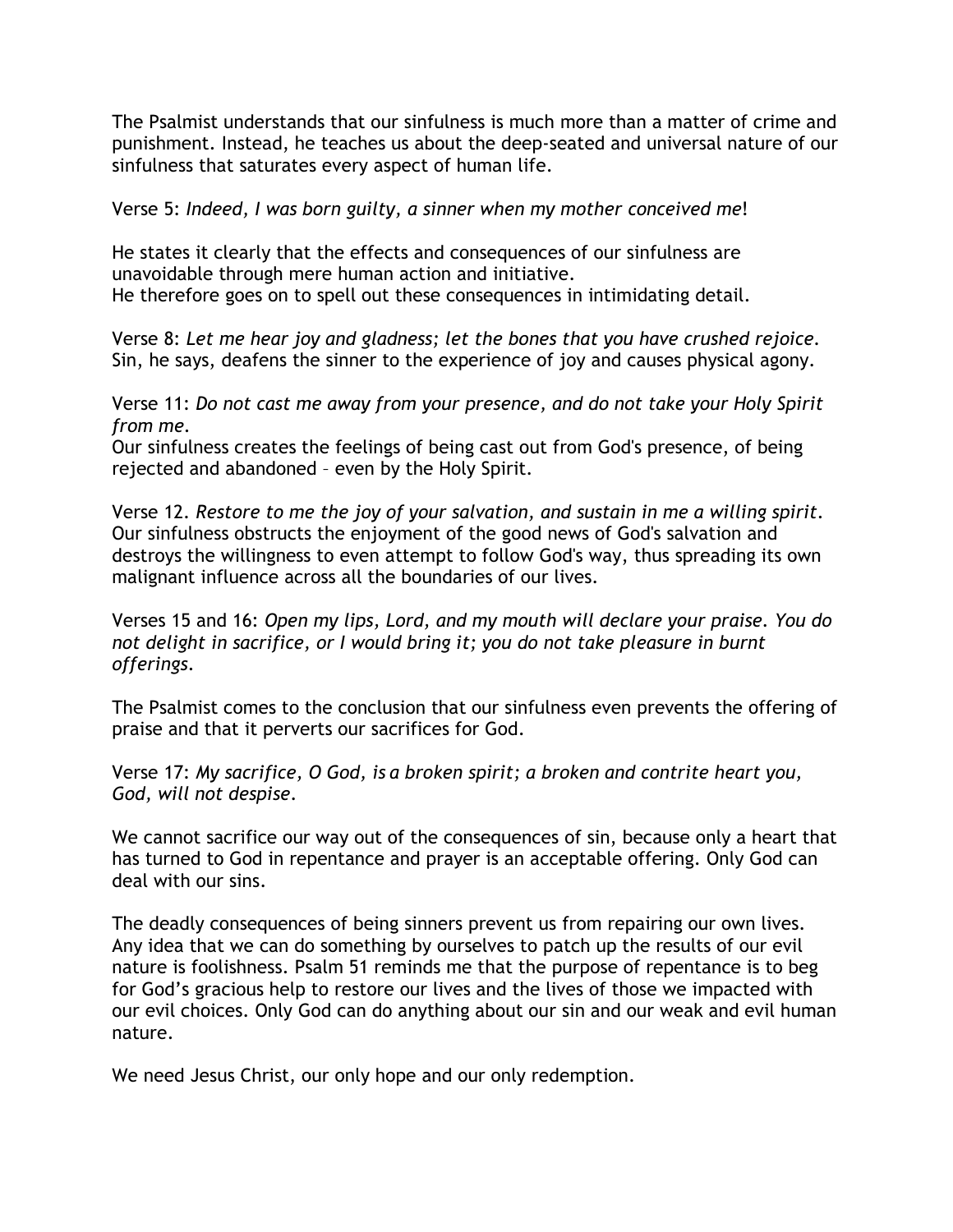The Psalmist understands that our sinfulness is much more than a matter of crime and punishment. Instead, he teaches us about the deep-seated and universal nature of our sinfulness that saturates every aspect of human life.

Verse 5: *Indeed, I was born guilty, a sinner when my mother conceived me*!

He states it clearly that the effects and consequences of our sinfulness are unavoidable through mere human action and initiative.
He therefore goes on to spell out these consequences in intimidating detail.

Verse 8: *Let me hear joy and gladness; let the bones that you have crushed rejoice.*
Sin, he says, deafens the sinner to the experience of joy and causes physical agony.

Verse 11: *Do not cast me away from your presence, and do not take your Holy Spirit from me.*
Our sinfulness creates the feelings of being cast out from God's presence, of being rejected and abandoned – even by the Holy Spirit.

Verse 12. *Restore to me the joy of your salvation, and sustain in me a willing spirit.*
Our sinfulness obstructs the enjoyment of the good news of God's salvation and destroys the willingness to even attempt to follow God's way, thus spreading its own malignant influence across all the boundaries of our lives.

Verses 15 and 16: *Open my lips, Lord, and my mouth will declare your praise. You do not delight in sacrifice, or I would bring it; you do not take pleasure in burnt offerings.*

The Psalmist comes to the conclusion that our sinfulness even prevents the offering of praise and that it perverts our sacrifices for God.

Verse 17: *My sacrifice, O God, is a broken spirit; a broken and contrite heart you, God, will not despise.*

We cannot sacrifice our way out of the consequences of sin, because only a heart that has turned to God in repentance and prayer is an acceptable offering. Only God can deal with our sins.

The deadly consequences of being sinners prevent us from repairing our own lives. Any idea that we can do something by ourselves to patch up the results of our evil nature is foolishness. Psalm 51 reminds me that the purpose of repentance is to beg for God's gracious help to restore our lives and the lives of those we impacted with our evil choices. Only God can do anything about our sin and our weak and evil human nature.

We need Jesus Christ, our only hope and our only redemption.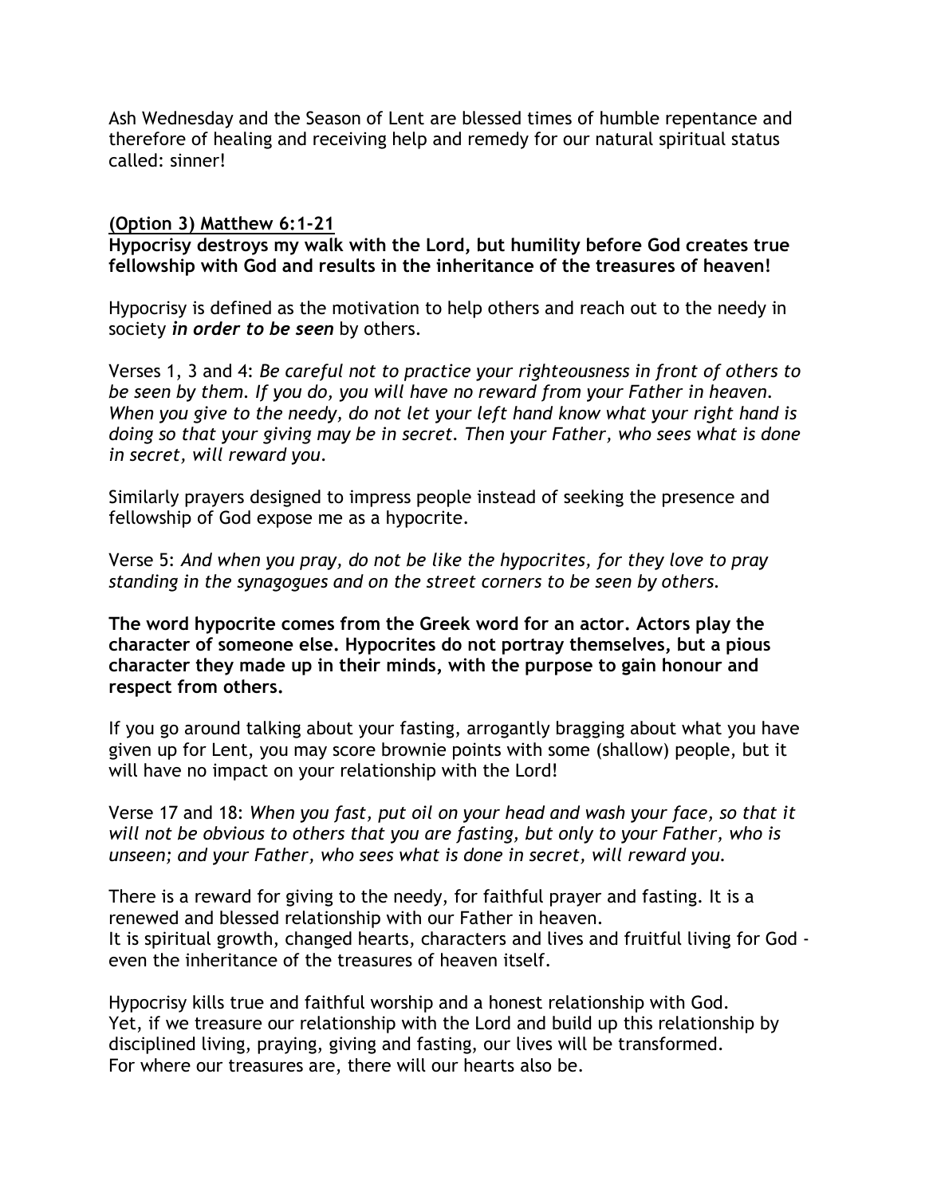Ash Wednesday and the Season of Lent are blessed times of humble repentance and therefore of healing and receiving help and remedy for our natural spiritual status called: sinner!

**(Option 3) Matthew 6:1-21**

**Hypocrisy destroys my walk with the Lord, but humility before God creates true fellowship with God and results in the inheritance of the treasures of heaven!**

Hypocrisy is defined as the motivation to help others and reach out to the needy in society ***in order to be seen*** by others.

Verses 1, 3 and 4: *Be careful not to practice your righteousness in front of others to be seen by them. If you do, you will have no reward from your Father in heaven. When you give to the needy, do not let your left hand know what your right hand is doing so that your giving may be in secret. Then your Father, who sees what is done in secret, will reward you.*

Similarly prayers designed to impress people instead of seeking the presence and fellowship of God expose me as a hypocrite.

Verse 5: *And when you pray, do not be like the hypocrites, for they love to pray standing in the synagogues and on the street corners to be seen by others.*

**The word hypocrite comes from the Greek word for an actor. Actors play the character of someone else. Hypocrites do not portray themselves, but a pious character they made up in their minds, with the purpose to gain honour and respect from others.**

If you go around talking about your fasting, arrogantly bragging about what you have given up for Lent, you may score brownie points with some (shallow) people, but it will have no impact on your relationship with the Lord!

Verse 17 and 18: *When you fast, put oil on your head and wash your face, so that it will not be obvious to others that you are fasting, but only to your Father, who is unseen; and your Father, who sees what is done in secret, will reward you.*

There is a reward for giving to the needy, for faithful prayer and fasting. It is a renewed and blessed relationship with our Father in heaven.
It is spiritual growth, changed hearts, characters and lives and fruitful living for God - even the inheritance of the treasures of heaven itself.

Hypocrisy kills true and faithful worship and a honest relationship with God.
Yet, if we treasure our relationship with the Lord and build up this relationship by disciplined living, praying, giving and fasting, our lives will be transformed.
For where our treasures are, there will our hearts also be.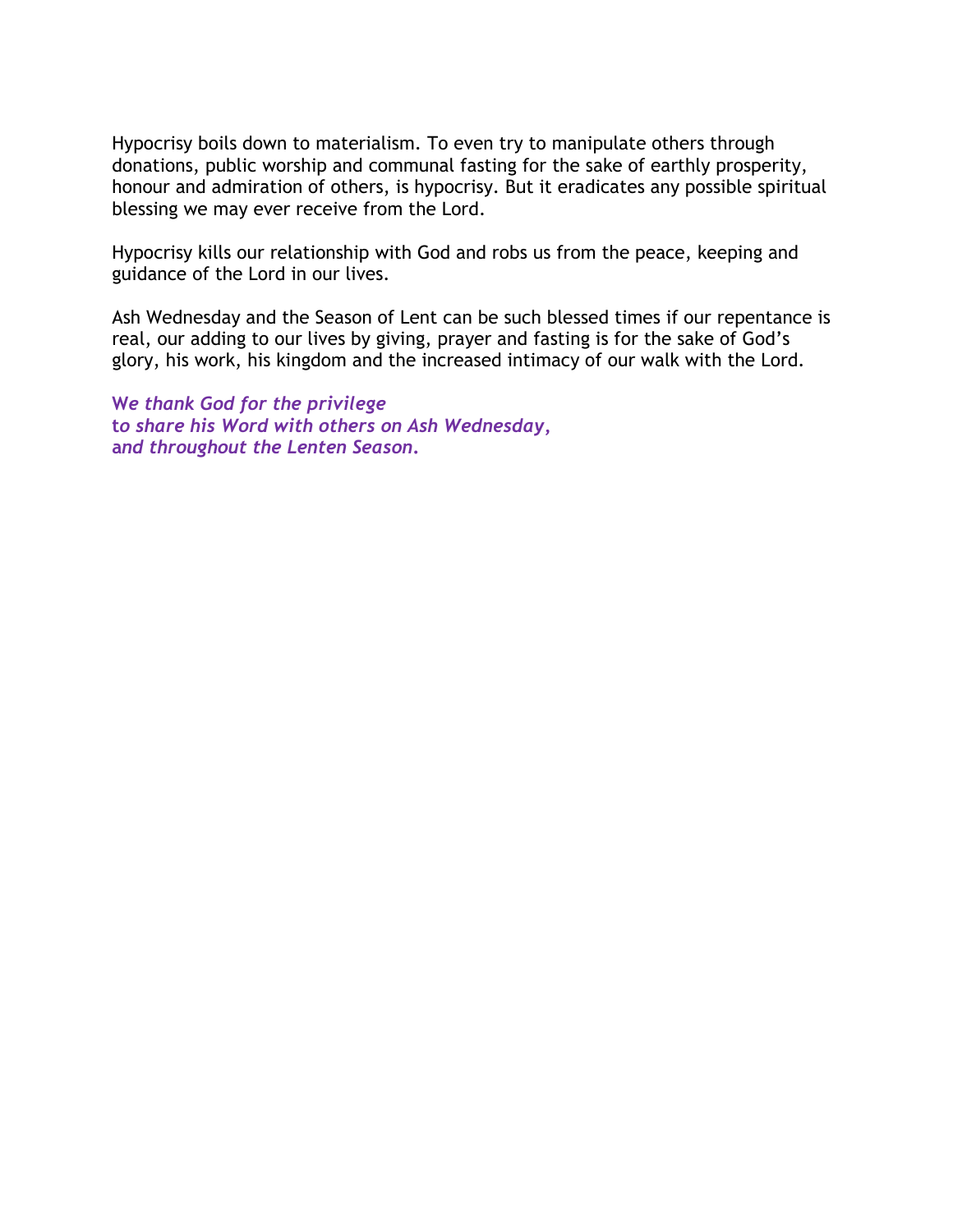Hypocrisy boils down to materialism. To even try to manipulate others through donations, public worship and communal fasting for the sake of earthly prosperity, honour and admiration of others, is hypocrisy. But it eradicates any possible spiritual blessing we may ever receive from the Lord.

Hypocrisy kills our relationship with God and robs us from the peace, keeping and guidance of the Lord in our lives.

Ash Wednesday and the Season of Lent can be such blessed times if our repentance is real, our adding to our lives by giving, prayer and fasting is for the sake of God's glory, his work, his kingdom and the increased intimacy of our walk with the Lord.

***We thank God for the privilege***
***to share his Word with others on Ash Wednesday,***
***and throughout the Lenten Season.***